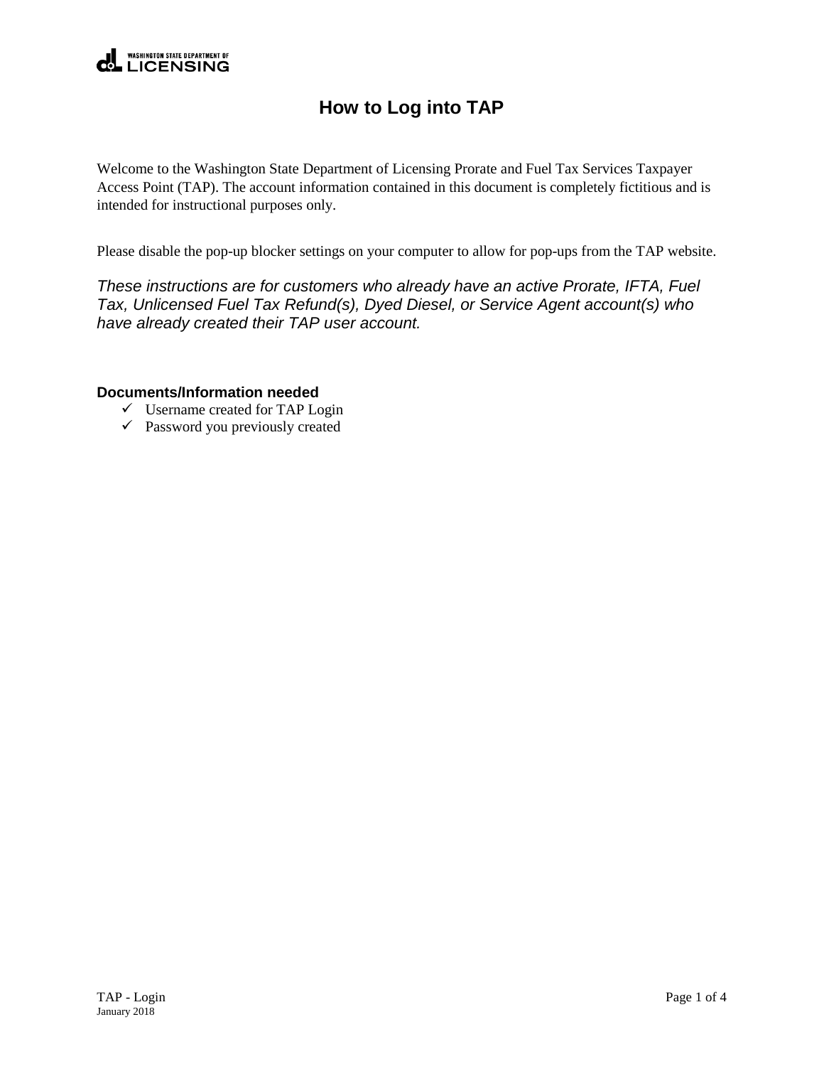# How to Log into TAP

Welcome to the Washington State Department of Licensing Prorate and Fuel Tax Services Taxpayer Access Point (TAP). The account information contained in this document is completely fictitious and is intended for instructional purposes only.

Please disable the pop-up blocker settings on your computer to allow for pop-ups from the TAP website.

*These instructions are for customers who already have an active Prorate, IFTA, Fuel Tax, Unlicensed Fuel Tax Refund(s), Dyed Diesel, or Service Agent account(s) who have already created their TAP user account.*

### Documents/Information needed

- ✓ Username created for TAP Login
- ✓ Password you previously created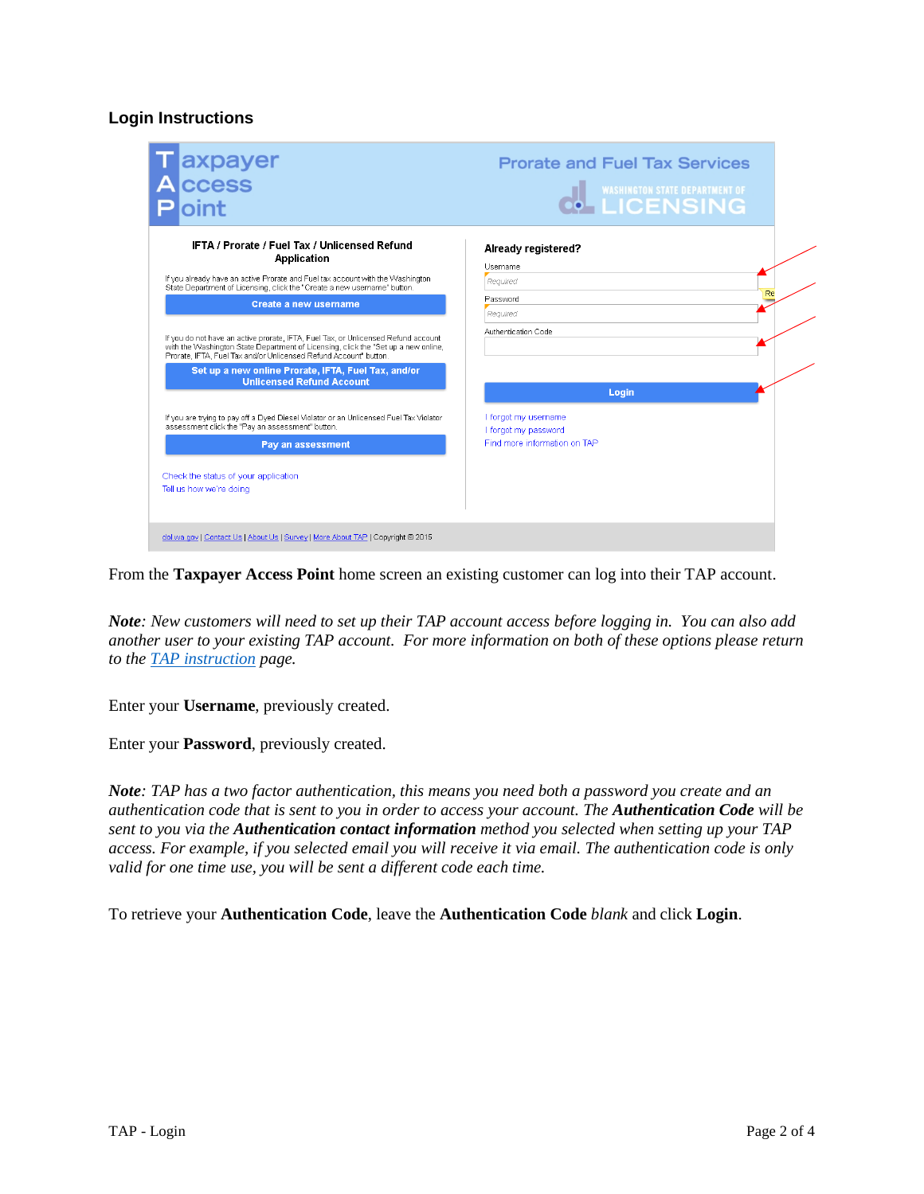## Login Instructions

From the **Taxpayer Access Point** home screen an existing customer can log into their TAP account.

***Note**: New customers will need to set up their TAP account access before logging in. You can also add another user to your existing TAP account. For more information on both of these options please return to the [TAP instruction]() page.*

Enter your **Username**, previously created.

Enter your **Password**, previously created.

***Note**: TAP has a two factor authentication, this means you need both a password you create and an authentication code that is sent to you in order to access your account. The **Authentication Code** will be sent to you via the **Authentication contact information** method you selected when setting up your TAP access. For example, if you selected email you will receive it via email. The authentication code is only valid for one time use, you will be sent a different code each time.*

To retrieve your **Authentication Code**, leave the **Authentication Code** *blank* and click **Login**.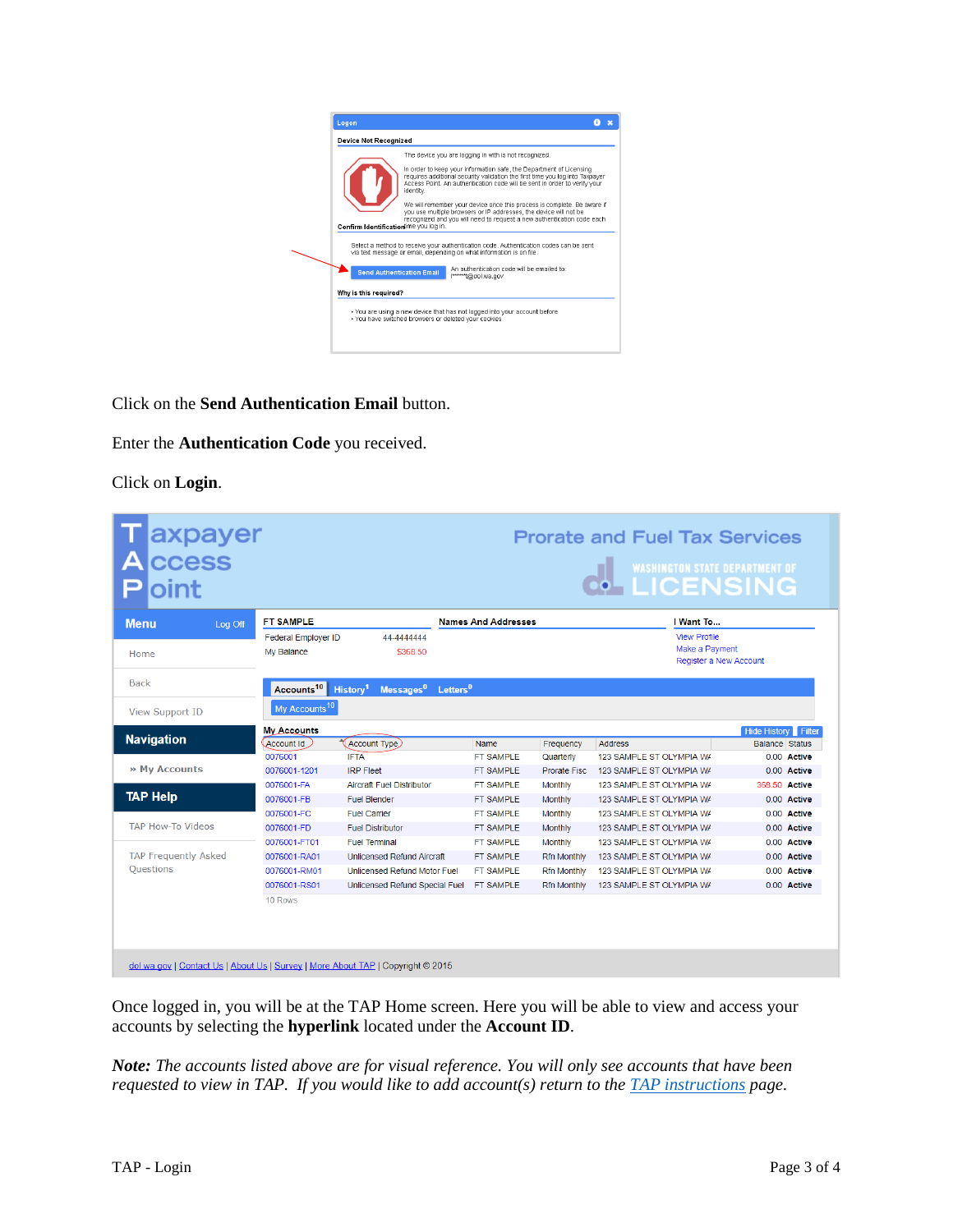Click on the **Send Authentication Email** button.

Enter the **Authentication Code** you received.

Click on **Login**.

Once logged in, you will be at the TAP Home screen. Here you will be able to view and access your accounts by selecting the **hyperlink** located under the **Account ID**.

***Note:*** *The accounts listed above are for visual reference. You will only see accounts that have been requested to view in TAP. If you would like to add account(s) return to the* *TAP instructions* *page.*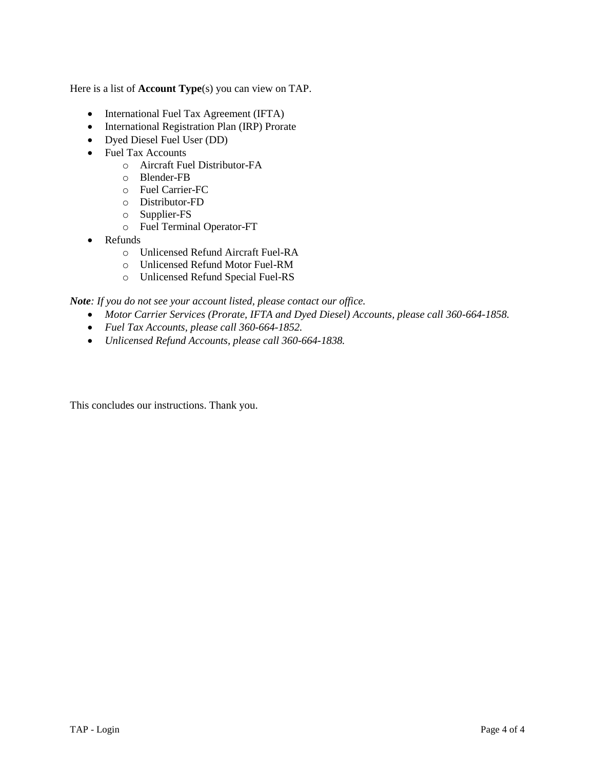Here is a list of **Account Type**(s) you can view on TAP.

- International Fuel Tax Agreement (IFTA)
- International Registration Plan (IRP) Prorate
- Dyed Diesel Fuel User (DD)
- Fuel Tax Accounts
    - Aircraft Fuel Distributor-FA
    - Blender-FB
    - Fuel Carrier-FC
    - Distributor-FD
    - Supplier-FS
    - Fuel Terminal Operator-FT
- Refunds
    - Unlicensed Refund Aircraft Fuel-RA
    - Unlicensed Refund Motor Fuel-RM
    - Unlicensed Refund Special Fuel-RS

***Note**: If you do not see your account listed, please contact our office.*

- *Motor Carrier Services (Prorate, IFTA and Dyed Diesel) Accounts, please call 360-664-1858.*
- *Fuel Tax Accounts, please call 360-664-1852.*
- *Unlicensed Refund Accounts, please call 360-664-1838.*

This concludes our instructions. Thank you.